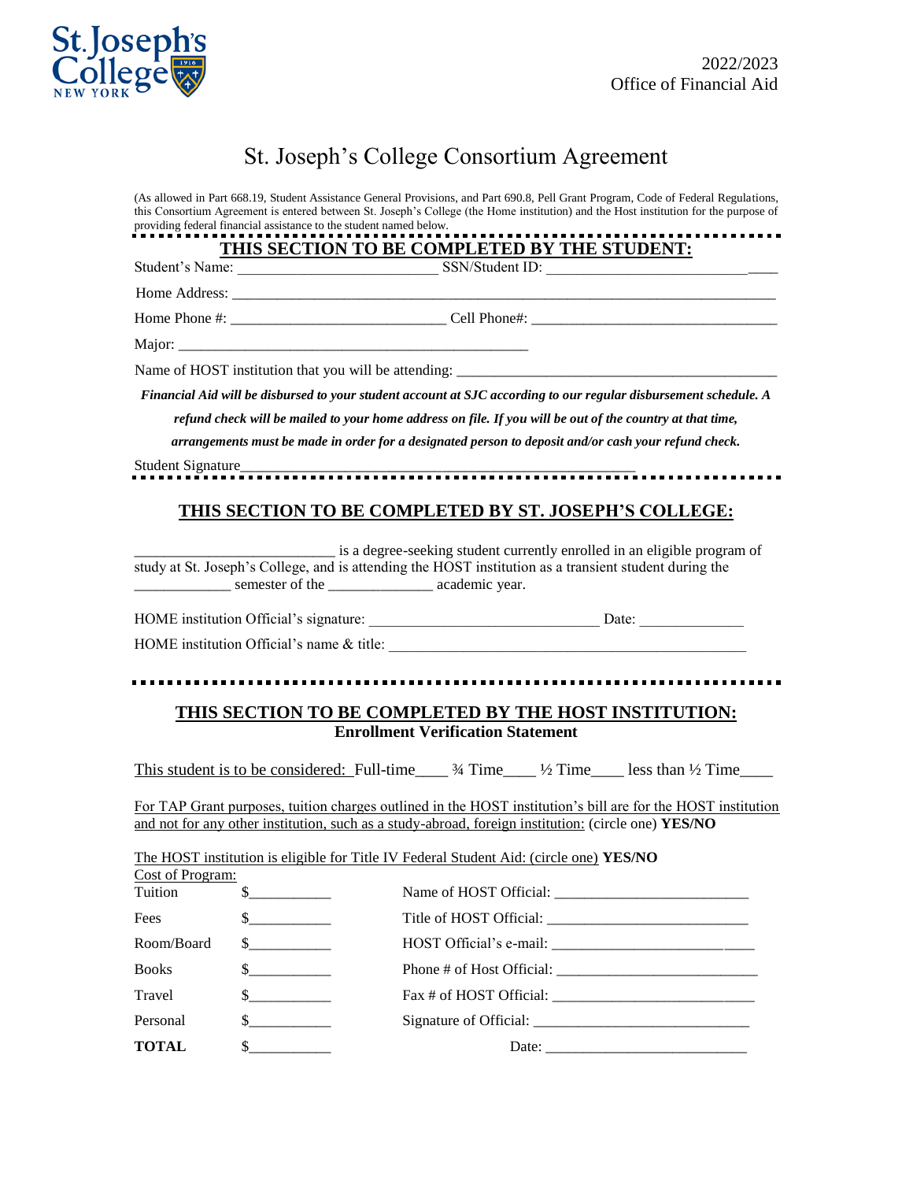2022/2023
Office of Financial Aid

# St. Joseph's College Consortium Agreement

(As allowed in Part 668.19, Student Assistance General Provisions, and Part 690.8, Pell Grant Program, Code of Federal Regulations, this Consortium Agreement is entered between St. Joseph's College (the Home institution) and the Host institution for the purpose of providing federal financial assistance to the student named below.

## THIS SECTION TO BE COMPLETED BY THE STUDENT:

Student's Name: ___________________________ SSN/Student ID: ______________________________

Home Address: ________________________________________________________________________________

Home Phone #: _____________________________ Cell Phone#: __________________________________

Major: ________________________________________________

Name of HOST institution that you will be attending: ____________________________________________

***Financial Aid will be disbursed to your student account at SJC according to our regular disbursement schedule. A refund check will be mailed to your home address on file. If you will be out of the country at that time, arrangements must be made in order for a designated person to deposit and/or cash your refund check.***

Student Signature_____________________________________________________

## THIS SECTION TO BE COMPLETED BY ST. JOSEPH'S COLLEGE:

___________________________ is a degree-seeking student currently enrolled in an eligible program of study at St. Joseph's College, and is attending the HOST institution as a transient student during the _____________ semester of the ______________ academic year.

HOME institution Official's signature: _______________________________ Date: ______________

HOME institution Official's name & title: _________________________________________________

## THIS SECTION TO BE COMPLETED BY THE HOST INSTITUTION:

**Enrollment Verification Statement**

This student is to be considered: Full-time____ ¾ Time____ ½ Time____ less than ½ Time____

For TAP Grant purposes, tuition charges outlined in the HOST institution's bill are for the HOST institution and not for any other institution, such as a study-abroad, foreign institution: (circle one) **YES/NO**

The HOST institution is eligible for Title IV Federal Student Aid: (circle one) **YES/NO**

Cost of Program:

| | | |
|---|---|---|
| Tuition | $___________ | Name of HOST Official: __________________________ |
| Fees | $___________ | Title of HOST Official: __________________________ |
| Room/Board | $___________ | HOST Official's e-mail: __________________________ |
| Books | $___________ | Phone # of Host Official: __________________________ |
| Travel | $___________ | Fax # of HOST Official: __________________________ |
| Personal | $___________ | Signature of Official: __________________________ |
| **TOTAL** | $___________ | Date: __________________________ |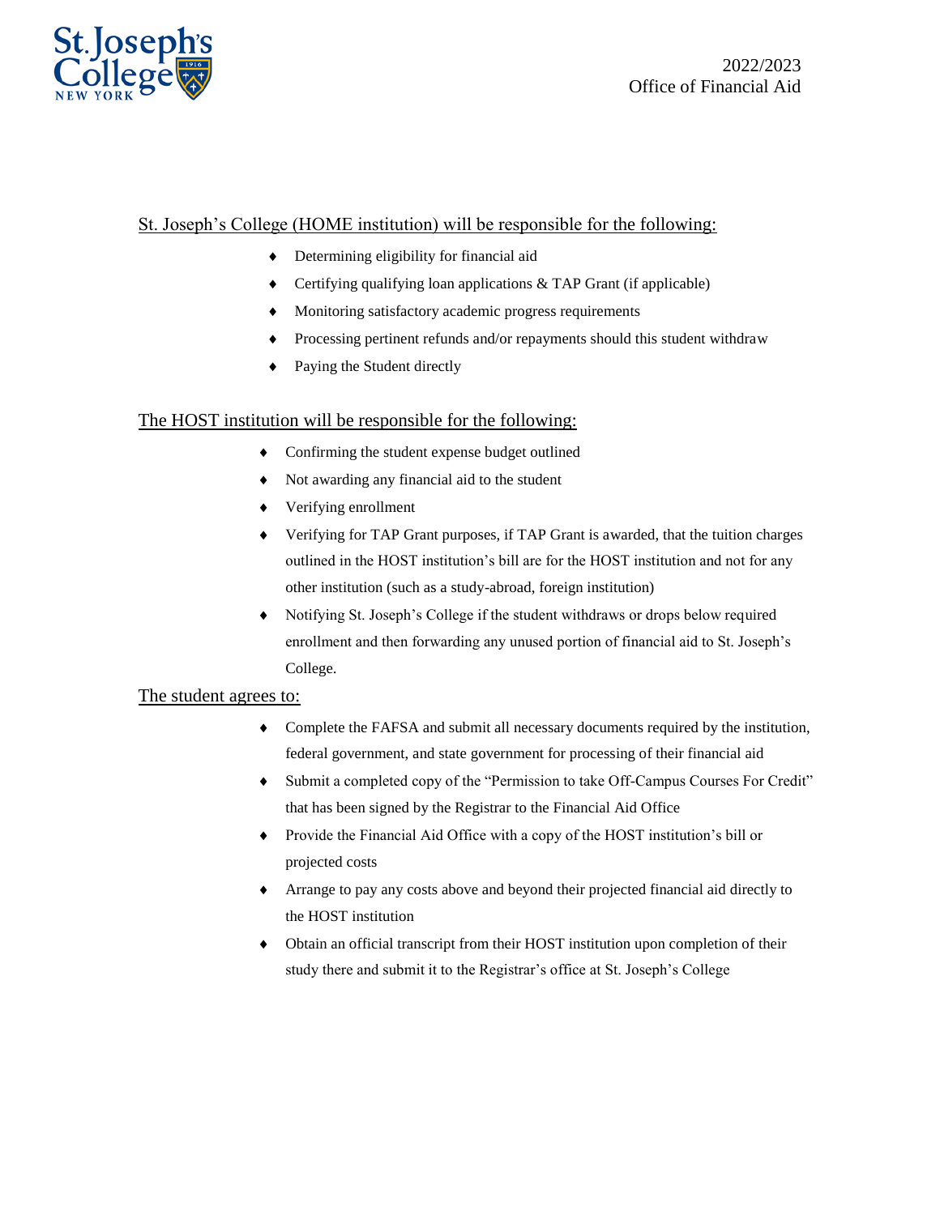2022/2023
Office of Financial Aid

St. Joseph's College (HOME institution) will be responsible for the following:

- Determining eligibility for financial aid
- Certifying qualifying loan applications & TAP Grant (if applicable)
- Monitoring satisfactory academic progress requirements
- Processing pertinent refunds and/or repayments should this student withdraw
- Paying the Student directly

The HOST institution will be responsible for the following:

- Confirming the student expense budget outlined
- Not awarding any financial aid to the student
- Verifying enrollment
- Verifying for TAP Grant purposes, if TAP Grant is awarded, that the tuition charges outlined in the HOST institution's bill are for the HOST institution and not for any other institution (such as a study-abroad, foreign institution)
- Notifying St. Joseph's College if the student withdraws or drops below required enrollment and then forwarding any unused portion of financial aid to St. Joseph's College.

The student agrees to:

- Complete the FAFSA and submit all necessary documents required by the institution, federal government, and state government for processing of their financial aid
- Submit a completed copy of the "Permission to take Off-Campus Courses For Credit" that has been signed by the Registrar to the Financial Aid Office
- Provide the Financial Aid Office with a copy of the HOST institution's bill or projected costs
- Arrange to pay any costs above and beyond their projected financial aid directly to the HOST institution
- Obtain an official transcript from their HOST institution upon completion of their study there and submit it to the Registrar's office at St. Joseph's College